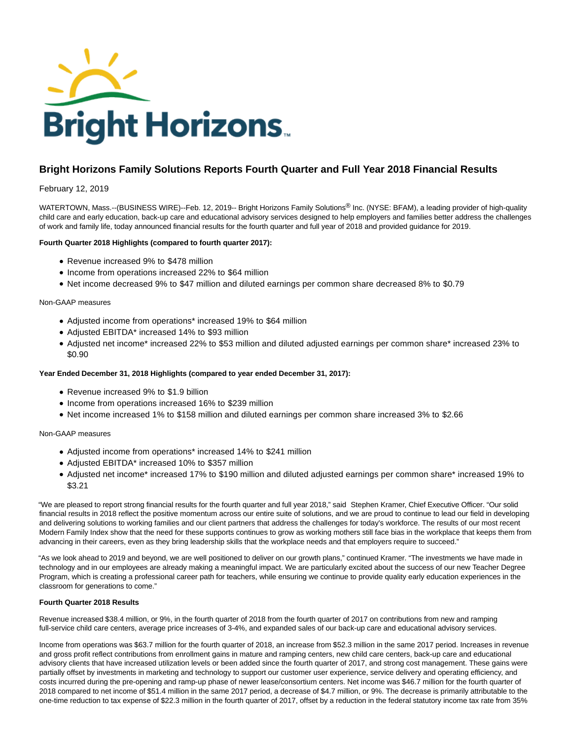# Bright Horizons Family Solutions Reports Fourth Quarter and Full Year 2018 Financial Results

February 12, 2019

WATERTOWN, Mass.--(BUSINESS WIRE)--Feb. 12, 2019-- Bright Horizons Family Solutions® Inc. (NYSE: BFAM), a leading provider of high-quality child care and early education, back-up care and educational advisory services designed to help employers and families better address the challenges of work and family life, today announced financial results for the fourth quarter and full year of 2018 and provided guidance for 2019.

**Fourth Quarter 2018 Highlights (compared to fourth quarter 2017):**

- Revenue increased 9% to $478 million
- Income from operations increased 22% to $64 million
- Net income decreased 9% to $47 million and diluted earnings per common share decreased 8% to $0.79

Non-GAAP measures

- Adjusted income from operations* increased 19% to $64 million
- Adjusted EBITDA* increased 14% to $93 million
- Adjusted net income* increased 22% to $53 million and diluted adjusted earnings per common share* increased 23% to $0.90

**Year Ended December 31, 2018 Highlights (compared to year ended December 31, 2017):**

- Revenue increased 9% to $1.9 billion
- Income from operations increased 16% to $239 million
- Net income increased 1% to $158 million and diluted earnings per common share increased 3% to $2.66

Non-GAAP measures

- Adjusted income from operations* increased 14% to $241 million
- Adjusted EBITDA* increased 10% to $357 million
- Adjusted net income* increased 17% to $190 million and diluted adjusted earnings per common share* increased 19% to $3.21

"We are pleased to report strong financial results for the fourth quarter and full year 2018," said Stephen Kramer, Chief Executive Officer. "Our solid financial results in 2018 reflect the positive momentum across our entire suite of solutions, and we are proud to continue to lead our field in developing and delivering solutions to working families and our client partners that address the challenges for today's workforce. The results of our most recent Modern Family Index show that the need for these supports continues to grow as working mothers still face bias in the workplace that keeps them from advancing in their careers, even as they bring leadership skills that the workplace needs and that employers require to succeed."

"As we look ahead to 2019 and beyond, we are well positioned to deliver on our growth plans," continued Kramer. "The investments we have made in technology and in our employees are already making a meaningful impact. We are particularly excited about the success of our new Teacher Degree Program, which is creating a professional career path for teachers, while ensuring we continue to provide quality early education experiences in the classroom for generations to come."

**Fourth Quarter 2018 Results**

Revenue increased $38.4 million, or 9%, in the fourth quarter of 2018 from the fourth quarter of 2017 on contributions from new and ramping full-service child care centers, average price increases of 3-4%, and expanded sales of our back-up care and educational advisory services.

Income from operations was $63.7 million for the fourth quarter of 2018, an increase from $52.3 million in the same 2017 period. Increases in revenue and gross profit reflect contributions from enrollment gains in mature and ramping centers, new child care centers, back-up care and educational advisory clients that have increased utilization levels or been added since the fourth quarter of 2017, and strong cost management. These gains were partially offset by investments in marketing and technology to support our customer user experience, service delivery and operating efficiency, and costs incurred during the pre-opening and ramp-up phase of newer lease/consortium centers. Net income was $46.7 million for the fourth quarter of 2018 compared to net income of $51.4 million in the same 2017 period, a decrease of $4.7 million, or 9%. The decrease is primarily attributable to the one-time reduction to tax expense of $22.3 million in the fourth quarter of 2017, offset by a reduction in the federal statutory income tax rate from 35%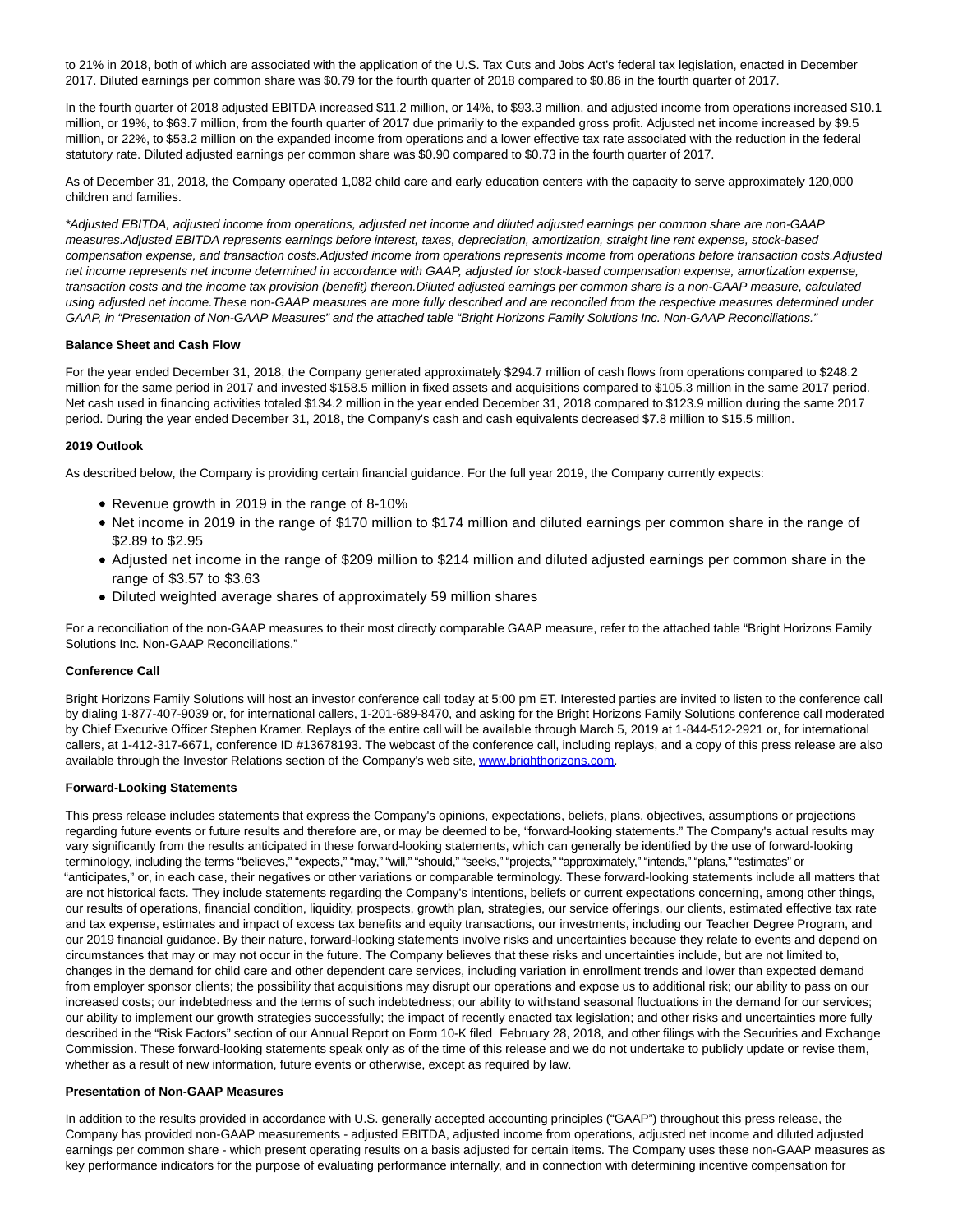to 21% in 2018, both of which are associated with the application of the U.S. Tax Cuts and Jobs Act's federal tax legislation, enacted in December 2017. Diluted earnings per common share was $0.79 for the fourth quarter of 2018 compared to $0.86 in the fourth quarter of 2017.

In the fourth quarter of 2018 adjusted EBITDA increased $11.2 million, or 14%, to $93.3 million, and adjusted income from operations increased $10.1 million, or 19%, to $63.7 million, from the fourth quarter of 2017 due primarily to the expanded gross profit. Adjusted net income increased by $9.5 million, or 22%, to $53.2 million on the expanded income from operations and a lower effective tax rate associated with the reduction in the federal statutory rate. Diluted adjusted earnings per common share was $0.90 compared to $0.73 in the fourth quarter of 2017.

As of December 31, 2018, the Company operated 1,082 child care and early education centers with the capacity to serve approximately 120,000 children and families.

*Adjusted EBITDA, adjusted income from operations, adjusted net income and diluted adjusted earnings per common share are non-GAAP measures.Adjusted EBITDA represents earnings before interest, taxes, depreciation, amortization, straight line rent expense, stock-based compensation expense, and transaction costs.Adjusted income from operations represents income from operations before transaction costs.Adjusted net income represents net income determined in accordance with GAAP, adjusted for stock-based compensation expense, amortization expense, transaction costs and the income tax provision (benefit) thereon.Diluted adjusted earnings per common share is a non-GAAP measure, calculated using adjusted net income.These non-GAAP measures are more fully described and are reconciled from the respective measures determined under GAAP, in "Presentation of Non-GAAP Measures" and the attached table "Bright Horizons Family Solutions Inc. Non-GAAP Reconciliations."*

**Balance Sheet and Cash Flow**

For the year ended December 31, 2018, the Company generated approximately $294.7 million of cash flows from operations compared to $248.2 million for the same period in 2017 and invested $158.5 million in fixed assets and acquisitions compared to $105.3 million in the same 2017 period. Net cash used in financing activities totaled $134.2 million in the year ended December 31, 2018 compared to $123.9 million during the same 2017 period. During the year ended December 31, 2018, the Company's cash and cash equivalents decreased $7.8 million to $15.5 million.

**2019 Outlook**

As described below, the Company is providing certain financial guidance. For the full year 2019, the Company currently expects:

- Revenue growth in 2019 in the range of 8-10%
- Net income in 2019 in the range of $170 million to $174 million and diluted earnings per common share in the range of $2.89 to $2.95
- Adjusted net income in the range of $209 million to $214 million and diluted adjusted earnings per common share in the range of $3.57 to $3.63
- Diluted weighted average shares of approximately 59 million shares

For a reconciliation of the non-GAAP measures to their most directly comparable GAAP measure, refer to the attached table "Bright Horizons Family Solutions Inc. Non-GAAP Reconciliations."

**Conference Call**

Bright Horizons Family Solutions will host an investor conference call today at 5:00 pm ET. Interested parties are invited to listen to the conference call by dialing 1-877-407-9039 or, for international callers, 1-201-689-8470, and asking for the Bright Horizons Family Solutions conference call moderated by Chief Executive Officer Stephen Kramer. Replays of the entire call will be available through March 5, 2019 at 1-844-512-2921 or, for international callers, at 1-412-317-6671, conference ID #13678193. The webcast of the conference call, including replays, and a copy of this press release are also available through the Investor Relations section of the Company's web site, www.brighthorizons.com.

**Forward-Looking Statements**

This press release includes statements that express the Company's opinions, expectations, beliefs, plans, objectives, assumptions or projections regarding future events or future results and therefore are, or may be deemed to be, "forward-looking statements." The Company's actual results may vary significantly from the results anticipated in these forward-looking statements, which can generally be identified by the use of forward-looking terminology, including the terms "believes," "expects," "may," "will," "should," "seeks," "projects," "approximately," "intends," "plans," "estimates" or "anticipates," or, in each case, their negatives or other variations or comparable terminology. These forward-looking statements include all matters that are not historical facts. They include statements regarding the Company's intentions, beliefs or current expectations concerning, among other things, our results of operations, financial condition, liquidity, prospects, growth plan, strategies, our service offerings, our clients, estimated effective tax rate and tax expense, estimates and impact of excess tax benefits and equity transactions, our investments, including our Teacher Degree Program, and our 2019 financial guidance. By their nature, forward-looking statements involve risks and uncertainties because they relate to events and depend on circumstances that may or may not occur in the future. The Company believes that these risks and uncertainties include, but are not limited to, changes in the demand for child care and other dependent care services, including variation in enrollment trends and lower than expected demand from employer sponsor clients; the possibility that acquisitions may disrupt our operations and expose us to additional risk; our ability to pass on our increased costs; our indebtedness and the terms of such indebtedness; our ability to withstand seasonal fluctuations in the demand for our services; our ability to implement our growth strategies successfully; the impact of recently enacted tax legislation; and other risks and uncertainties more fully described in the "Risk Factors" section of our Annual Report on Form 10-K filed February 28, 2018, and other filings with the Securities and Exchange Commission. These forward-looking statements speak only as of the time of this release and we do not undertake to publicly update or revise them, whether as a result of new information, future events or otherwise, except as required by law.

**Presentation of Non-GAAP Measures**

In addition to the results provided in accordance with U.S. generally accepted accounting principles ("GAAP") throughout this press release, the Company has provided non-GAAP measurements - adjusted EBITDA, adjusted income from operations, adjusted net income and diluted adjusted earnings per common share - which present operating results on a basis adjusted for certain items. The Company uses these non-GAAP measures as key performance indicators for the purpose of evaluating performance internally, and in connection with determining incentive compensation for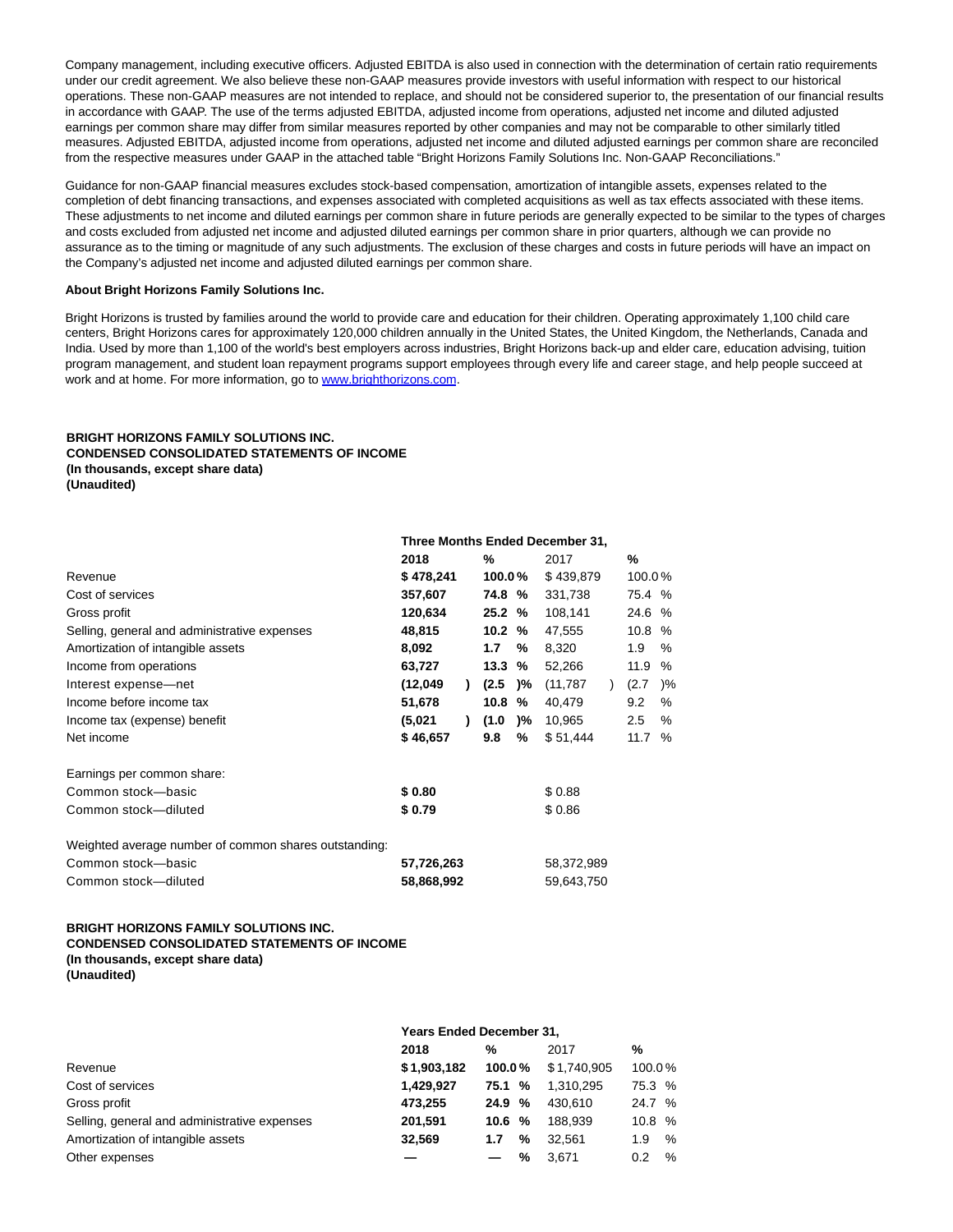Company management, including executive officers. Adjusted EBITDA is also used in connection with the determination of certain ratio requirements under our credit agreement. We also believe these non-GAAP measures provide investors with useful information with respect to our historical operations. These non-GAAP measures are not intended to replace, and should not be considered superior to, the presentation of our financial results in accordance with GAAP. The use of the terms adjusted EBITDA, adjusted income from operations, adjusted net income and diluted adjusted earnings per common share may differ from similar measures reported by other companies and may not be comparable to other similarly titled measures. Adjusted EBITDA, adjusted income from operations, adjusted net income and diluted adjusted earnings per common share are reconciled from the respective measures under GAAP in the attached table "Bright Horizons Family Solutions Inc. Non-GAAP Reconciliations."

Guidance for non-GAAP financial measures excludes stock-based compensation, amortization of intangible assets, expenses related to the completion of debt financing transactions, and expenses associated with completed acquisitions as well as tax effects associated with these items. These adjustments to net income and diluted earnings per common share in future periods are generally expected to be similar to the types of charges and costs excluded from adjusted net income and adjusted diluted earnings per common share in prior quarters, although we can provide no assurance as to the timing or magnitude of any such adjustments. The exclusion of these charges and costs in future periods will have an impact on the Company's adjusted net income and adjusted diluted earnings per common share.

**About Bright Horizons Family Solutions Inc.**

Bright Horizons is trusted by families around the world to provide care and education for their children. Operating approximately 1,100 child care centers, Bright Horizons cares for approximately 120,000 children annually in the United States, the United Kingdom, the Netherlands, Canada and India. Used by more than 1,100 of the world's best employers across industries, Bright Horizons back-up and elder care, education advising, tuition program management, and student loan repayment programs support employees through every life and career stage, and help people succeed at work and at home. For more information, go to www.brighthorizons.com.

**BRIGHT HORIZONS FAMILY SOLUTIONS INC.**
**CONDENSED CONSOLIDATED STATEMENTS OF INCOME**
**(In thousands, except share data)**
**(Unaudited)**

| | **Three Months Ended December 31,** | | | |
|---|---|---|---|---|
| | **2018** | **%** | 2017 | **%** |
| Revenue | **$ 478,241** | **100.0 %** | $ 439,879 | 100.0 % |
| Cost of services | **357,607** | **74.8 %** | 331,738 | 75.4 % |
| Gross profit | **120,634** | **25.2 %** | 108,141 | 24.6 % |
| Selling, general and administrative expenses | **48,815** | **10.2 %** | 47,555 | 10.8 % |
| Amortization of intangible assets | **8,092** | **1.7 %** | 8,320 | 1.9 % |
| Income from operations | **63,727** | **13.3 %** | 52,266 | 11.9 % |
| Interest expense—net | **(12,049 )** | **(2.5 )%** | (11,787 ) | (2.7 )% |
| Income before income tax | **51,678** | **10.8 %** | 40,479 | 9.2 % |
| Income tax (expense) benefit | **(5,021 )** | **(1.0 )%** | 10,965 | 2.5 % |
| Net income | **$ 46,657** | **9.8 %** | $ 51,444 | 11.7 % |
| | | | | |
| Earnings per common share: | | | | |
| Common stock—basic | **$ 0.80** | | $ 0.88 | |
| Common stock—diluted | **$ 0.79** | | $ 0.86 | |
| | | | | |
| Weighted average number of common shares outstanding: | | | | |
| Common stock—basic | **57,726,263** | | 58,372,989 | |
| Common stock—diluted | **58,868,992** | | 59,643,750 | |

**BRIGHT HORIZONS FAMILY SOLUTIONS INC.**
**CONDENSED CONSOLIDATED STATEMENTS OF INCOME**
**(In thousands, except share data)**
**(Unaudited)**

| | **Years Ended December 31,** | | | |
|---|---|---|---|---|
| | **2018** | **%** | 2017 | **%** |
| Revenue | **$ 1,903,182** | **100.0 %** | $ 1,740,905 | 100.0 % |
| Cost of services | **1,429,927** | **75.1 %** | 1,310,295 | 75.3 % |
| Gross profit | **473,255** | **24.9 %** | 430,610 | 24.7 % |
| Selling, general and administrative expenses | **201,591** | **10.6 %** | 188,939 | 10.8 % |
| Amortization of intangible assets | **32,569** | **1.7 %** | 32,561 | 1.9 % |
| Other expenses | **—** | **— %** | 3,671 | 0.2 % |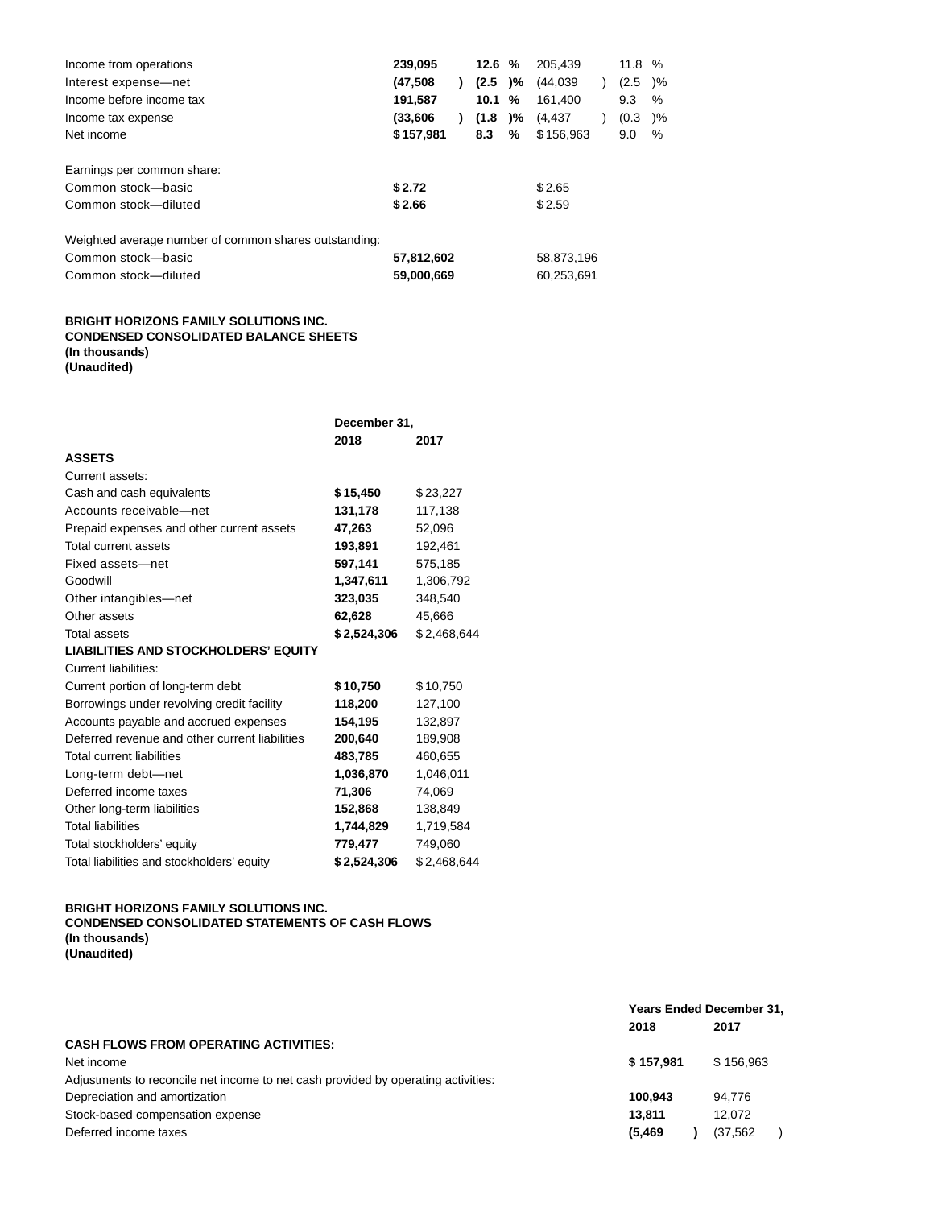| | | | | |
|---|---|---|---|---|
| Income from operations | **239,095** | **12.6 %** | 205,439 | 11.8 % |
| Interest expense—net | **(47,508 )** | **(2.5 )%** | (44,039 ) | (2.5 )% |
| Income before income tax | **191,587** | **10.1 %** | 161,400 | 9.3 % |
| Income tax expense | **(33,606 )** | **(1.8 )%** | (4,437 ) | (0.3 )% |
| Net income | **$ 157,981** | **8.3 %** | $ 156,963 | 9.0 % |
| | | | | |
| Earnings per common share: | | | | |
| Common stock—basic | **$ 2.72** | | $ 2.65 | |
| Common stock—diluted | **$ 2.66** | | $ 2.59 | |
| | | | | |
| Weighted average number of common shares outstanding: | | | | |
| Common stock—basic | **57,812,602** | | 58,873,196 | |
| Common stock—diluted | **59,000,669** | | 60,253,691 | |

**BRIGHT HORIZONS FAMILY SOLUTIONS INC.**
**CONDENSED CONSOLIDATED BALANCE SHEETS**
**(In thousands)**
**(Unaudited)**

| | December 31, | |
|---|---|---|
| | **2018** | **2017** |
| **ASSETS** | | |
| Current assets: | | |
| Cash and cash equivalents | **$ 15,450** | $ 23,227 |
| Accounts receivable—net | **131,178** | 117,138 |
| Prepaid expenses and other current assets | **47,263** | 52,096 |
| Total current assets | **193,891** | 192,461 |
| Fixed assets—net | **597,141** | 575,185 |
| Goodwill | **1,347,611** | 1,306,792 |
| Other intangibles—net | **323,035** | 348,540 |
| Other assets | **62,628** | 45,666 |
| Total assets | **$ 2,524,306** | $ 2,468,644 |
| **LIABILITIES AND STOCKHOLDERS' EQUITY** | | |
| Current liabilities: | | |
| Current portion of long-term debt | **$ 10,750** | $ 10,750 |
| Borrowings under revolving credit facility | **118,200** | 127,100 |
| Accounts payable and accrued expenses | **154,195** | 132,897 |
| Deferred revenue and other current liabilities | **200,640** | 189,908 |
| Total current liabilities | **483,785** | 460,655 |
| Long-term debt—net | **1,036,870** | 1,046,011 |
| Deferred income taxes | **71,306** | 74,069 |
| Other long-term liabilities | **152,868** | 138,849 |
| Total liabilities | **1,744,829** | 1,719,584 |
| Total stockholders' equity | **779,477** | 749,060 |
| Total liabilities and stockholders' equity | **$ 2,524,306** | $ 2,468,644 |

**BRIGHT HORIZONS FAMILY SOLUTIONS INC.**
**CONDENSED CONSOLIDATED STATEMENTS OF CASH FLOWS**
**(In thousands)**
**(Unaudited)**

| | Years Ended December 31, | |
|---|---|---|
| | **2018** | **2017** |
| **CASH FLOWS FROM OPERATING ACTIVITIES:** | | |
| Net income | **$ 157,981** | $ 156,963 |
| Adjustments to reconcile net income to net cash provided by operating activities: | | |
| Depreciation and amortization | **100,943** | 94,776 |
| Stock-based compensation expense | **13,811** | 12,072 |
| Deferred income taxes | **(5,469 )** | (37,562 ) |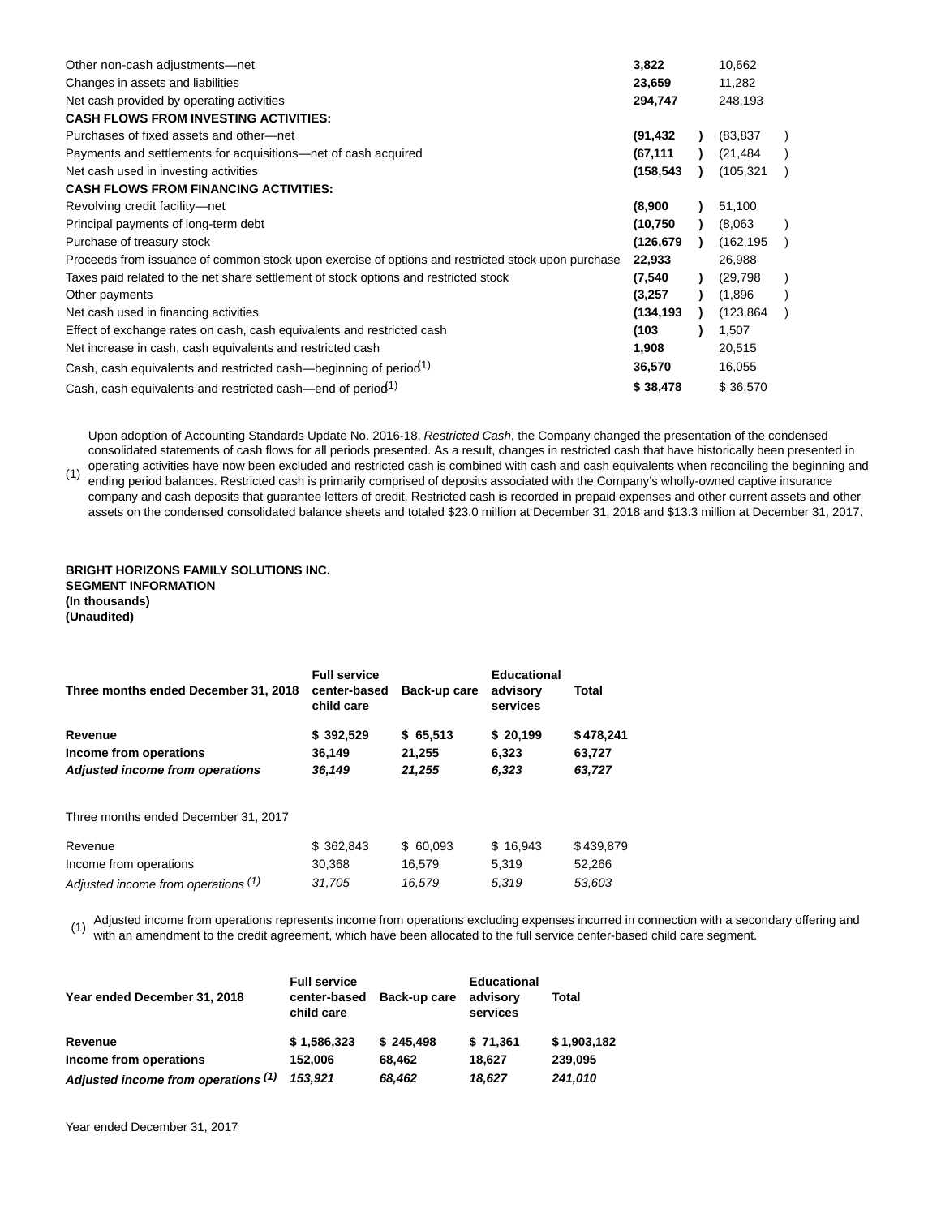| | | |
|---|---|---|
| Other non-cash adjustments—net | **3,822** | 10,662 |
| Changes in assets and liabilities | **23,659** | 11,282 |
| Net cash provided by operating activities | **294,747** | 248,193 |
| **CASH FLOWS FROM INVESTING ACTIVITIES:** | | |
| Purchases of fixed assets and other—net | **(91,432)** | (83,837) |
| Payments and settlements for acquisitions—net of cash acquired | **(67,111)** | (21,484) |
| Net cash used in investing activities | **(158,543)** | (105,321) |
| **CASH FLOWS FROM FINANCING ACTIVITIES:** | | |
| Revolving credit facility—net | **(8,900)** | 51,100 |
| Principal payments of long-term debt | **(10,750)** | (8,063) |
| Purchase of treasury stock | **(126,679)** | (162,195) |
| Proceeds from issuance of common stock upon exercise of options and restricted stock upon purchase | **22,933** | 26,988 |
| Taxes paid related to the net share settlement of stock options and restricted stock | **(7,540)** | (29,798) |
| Other payments | **(3,257)** | (1,896) |
| Net cash used in financing activities | **(134,193)** | (123,864) |
| Effect of exchange rates on cash, cash equivalents and restricted cash | **(103)** | 1,507 |
| Net increase in cash, cash equivalents and restricted cash | **1,908** | 20,515 |
| Cash, cash equivalents and restricted cash—beginning of period[1] | **36,570** | 16,055 |
| Cash, cash equivalents and restricted cash—end of period[1] | **$ 38,478** | $ 36,570 |

(1) Upon adoption of Accounting Standards Update No. 2016-18, *Restricted Cash*, the Company changed the presentation of the condensed consolidated statements of cash flows for all periods presented. As a result, changes in restricted cash that have historically been presented in operating activities have now been excluded and restricted cash is combined with cash and cash equivalents when reconciling the beginning and ending period balances. Restricted cash is primarily comprised of deposits associated with the Company's wholly-owned captive insurance company and cash deposits that guarantee letters of credit. Restricted cash is recorded in prepaid expenses and other current assets and other assets on the condensed consolidated balance sheets and totaled $23.0 million at December 31, 2018 and $13.3 million at December 31, 2017.

**BRIGHT HORIZONS FAMILY SOLUTIONS INC.**
**SEGMENT INFORMATION**
**(In thousands)**
**(Unaudited)**

| **Three months ended December 31, 2018** | **Full service center-based child care** | **Back-up care** | **Educational advisory services** | **Total** |
|---|---|---|---|---|
| **Revenue** | **$ 392,529** | **$ 65,513** | **$ 20,199** | **$ 478,241** |
| **Income from operations** | **36,149** | **21,255** | **6,323** | **63,727** |
| ***Adjusted income from operations*** | ***36,149*** | ***21,255*** | ***6,323*** | ***63,727*** |
| Three months ended December 31, 2017 | | | | |
| Revenue | $ 362,843 | $ 60,093 | $ 16,943 | $ 439,879 |
| Income from operations | 30,368 | 16,579 | 5,319 | 52,266 |
| *Adjusted income from operations (1)* | *31,705* | *16,579* | *5,319* | *53,603* |

(1) Adjusted income from operations represents income from operations excluding expenses incurred in connection with a secondary offering and with an amendment to the credit agreement, which have been allocated to the full service center-based child care segment.

| **Year ended December 31, 2018** | **Full service center-based child care** | **Back-up care** | **Educational advisory services** | **Total** |
|---|---|---|---|---|
| **Revenue** | **$ 1,586,323** | **$ 245,498** | **$ 71,361** | **$ 1,903,182** |
| **Income from operations** | **152,006** | **68,462** | **18,627** | **239,095** |
| ***Adjusted income from operations (1)*** | ***153,921*** | ***68,462*** | ***18,627*** | ***241,010*** |

Year ended December 31, 2017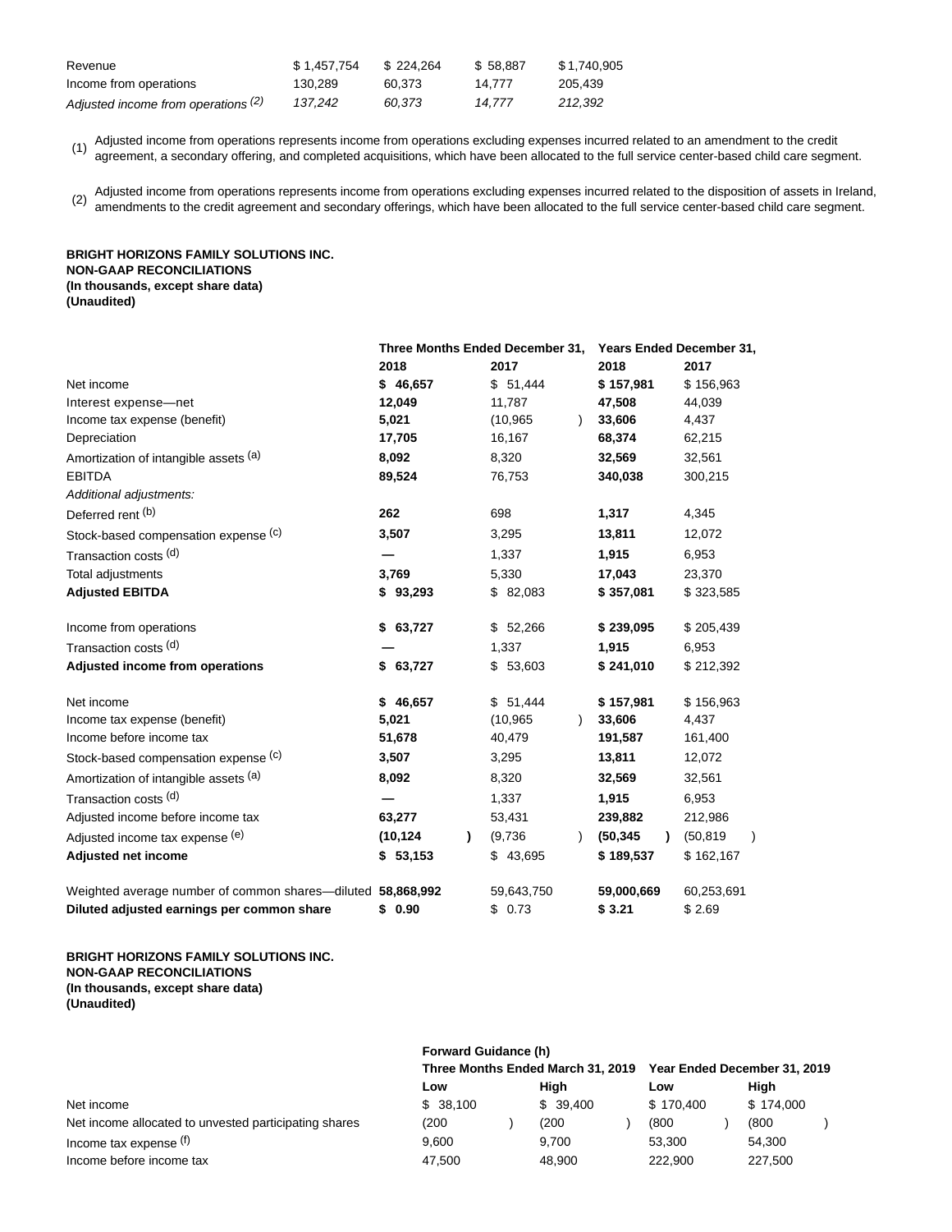| | | | | |
|---|---|---|---|---|
| Revenue | $ 1,457,754 | $ 224,264 | $ 58,887 | $ 1,740,905 |
| Income from operations | 130,289 | 60,373 | 14,777 | 205,439 |
| *Adjusted income from operations (2)* | *137,242* | *60,373* | *14,777* | *212,392* |

(1) Adjusted income from operations represents income from operations excluding expenses incurred related to an amendment to the credit agreement, a secondary offering, and completed acquisitions, which have been allocated to the full service center-based child care segment.

(2) Adjusted income from operations represents income from operations excluding expenses incurred related to the disposition of assets in Ireland, amendments to the credit agreement and secondary offerings, which have been allocated to the full service center-based child care segment.

**BRIGHT HORIZONS FAMILY SOLUTIONS INC.**
**NON-GAAP RECONCILIATIONS**
**(In thousands, except share data)**
**(Unaudited)**

| | Three Months Ended December 31, | | Years Ended December 31, | |
|---|---|---|---|---|
| | **2018** | **2017** | **2018** | **2017** |
| Net income | **$ 46,657** | $ 51,444 | **$ 157,981** | $ 156,963 |
| Interest expense—net | **12,049** | 11,787 | **47,508** | 44,039 |
| Income tax expense (benefit) | **5,021** | (10,965) | **33,606** | 4,437 |
| Depreciation | **17,705** | 16,167 | **68,374** | 62,215 |
| Amortization of intangible assets [(a)] | **8,092** | 8,320 | **32,569** | 32,561 |
| EBITDA | **89,524** | 76,753 | **340,038** | 300,215 |
| *Additional adjustments:* | | | | |
| Deferred rent [(b)] | **262** | 698 | **1,317** | 4,345 |
| Stock-based compensation expense [(c)] | **3,507** | 3,295 | **13,811** | 12,072 |
| Transaction costs [(d)] | **—** | 1,337 | **1,915** | 6,953 |
| Total adjustments | **3,769** | 5,330 | **17,043** | 23,370 |
| **Adjusted EBITDA** | **$ 93,293** | $ 82,083 | **$ 357,081** | $ 323,585 |
| | | | | |
| Income from operations | **$ 63,727** | $ 52,266 | **$ 239,095** | $ 205,439 |
| Transaction costs [(d)] | **—** | 1,337 | **1,915** | 6,953 |
| **Adjusted income from operations** | **$ 63,727** | $ 53,603 | **$ 241,010** | $ 212,392 |
| | | | | |
| Net income | **$ 46,657** | $ 51,444 | **$ 157,981** | $ 156,963 |
| Income tax expense (benefit) | **5,021** | (10,965) | **33,606** | 4,437 |
| Income before income tax | **51,678** | 40,479 | **191,587** | 161,400 |
| Stock-based compensation expense [(c)] | **3,507** | 3,295 | **13,811** | 12,072 |
| Amortization of intangible assets [(a)] | **8,092** | 8,320 | **32,569** | 32,561 |
| Transaction costs [(d)] | **—** | 1,337 | **1,915** | 6,953 |
| Adjusted income before income tax | **63,277** | 53,431 | **239,882** | 212,986 |
| Adjusted income tax expense [(e)] | **(10,124)** | (9,736) | **(50,345)** | (50,819) |
| **Adjusted net income** | **$ 53,153** | $ 43,695 | **$ 189,537** | $ 162,167 |
| | | | | |
| Weighted average number of common shares—diluted | **58,868,992** | 59,643,750 | **59,000,669** | 60,253,691 |
| **Diluted adjusted earnings per common share** | **$ 0.90** | $ 0.73 | **$ 3.21** | $ 2.69 |

**BRIGHT HORIZONS FAMILY SOLUTIONS INC.**
**NON-GAAP RECONCILIATIONS**
**(In thousands, except share data)**
**(Unaudited)**

| | Forward Guidance (h) | | | |
|---|---|---|---|---|
| | Three Months Ended March 31, 2019 | | Year Ended December 31, 2019 | |
| | Low | High | Low | High |
| Net income | $ 38,100 | $ 39,400 | $ 170,400 | $ 174,000 |
| Net income allocated to unvested participating shares | (200) | (200) | (800) | (800) |
| Income tax expense [(f)] | 9,600 | 9,700 | 53,300 | 54,300 |
| Income before income tax | 47,500 | 48,900 | 222,900 | 227,500 |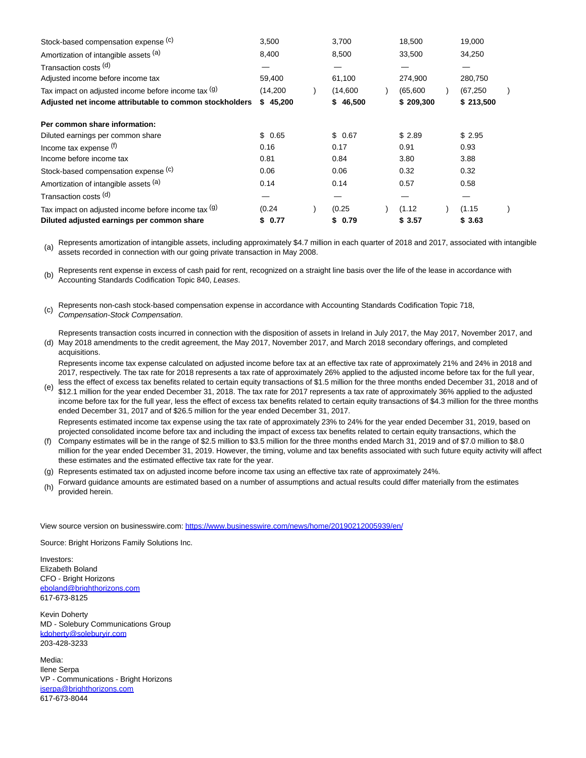| | | | | |
|---|---|---|---|---|
| Stock-based compensation expense [c] | 3,500 | 3,700 | 18,500 | 19,000 |
| Amortization of intangible assets [a] | 8,400 | 8,500 | 33,500 | 34,250 |
| Transaction costs [d] | — | — | — | — |
| Adjusted income before income tax | 59,400 | 61,100 | 274,900 | 280,750 |
| Tax impact on adjusted income before income tax [g] | (14,200) | (14,600) | (65,600) | (67,250) |
| **Adjusted net income attributable to common stockholders** | **$ 45,200** | **$ 46,500** | **$ 209,300** | **$ 213,500** |
| | | | | |
| **Per common share information:** | | | | |
| Diluted earnings per common share | $ 0.65 | $ 0.67 | $ 2.89 | $ 2.95 |
| Income tax expense [f] | 0.16 | 0.17 | 0.91 | 0.93 |
| Income before income tax | 0.81 | 0.84 | 3.80 | 3.88 |
| Stock-based compensation expense [c] | 0.06 | 0.06 | 0.32 | 0.32 |
| Amortization of intangible assets [a] | 0.14 | 0.14 | 0.57 | 0.58 |
| Transaction costs [d] | — | — | — | — |
| Tax impact on adjusted income before income tax [g] | (0.24) | (0.25) | (1.12) | (1.15) |
| **Diluted adjusted earnings per common share** | **$ 0.77** | **$ 0.79** | **$ 3.57** | **$ 3.63** |

(a) Represents amortization of intangible assets, including approximately $4.7 million in each quarter of 2018 and 2017, associated with intangible assets recorded in connection with our going private transaction in May 2008.

(b) Represents rent expense in excess of cash paid for rent, recognized on a straight line basis over the life of the lease in accordance with Accounting Standards Codification Topic 840, *Leases*.

(c) Represents non-cash stock-based compensation expense in accordance with Accounting Standards Codification Topic 718, *Compensation-Stock Compensation*.

(d) Represents transaction costs incurred in connection with the disposition of assets in Ireland in July 2017, the May 2017, November 2017, and May 2018 amendments to the credit agreement, the May 2017, November 2017, and March 2018 secondary offerings, and completed acquisitions.

(e) Represents income tax expense calculated on adjusted income before tax at an effective tax rate of approximately 21% and 24% in 2018 and 2017, respectively. The tax rate for 2018 represents a tax rate of approximately 26% applied to the adjusted income before tax for the full year, less the effect of excess tax benefits related to certain equity transactions of $1.5 million for the three months ended December 31, 2018 and of $12.1 million for the year ended December 31, 2018. The tax rate for 2017 represents a tax rate of approximately 36% applied to the adjusted income before tax for the full year, less the effect of excess tax benefits related to certain equity transactions of $4.3 million for the three months ended December 31, 2017 and of $26.5 million for the year ended December 31, 2017.

(f) Represents estimated income tax expense using the tax rate of approximately 23% to 24% for the year ended December 31, 2019, based on projected consolidated income before tax and including the impact of excess tax benefits related to certain equity transactions, which the Company estimates will be in the range of $2.5 million to $3.5 million for the three months ended March 31, 2019 and of $7.0 million to $8.0 million for the year ended December 31, 2019. However, the timing, volume and tax benefits associated with such future equity activity will affect these estimates and the estimated effective tax rate for the year.

(g) Represents estimated tax on adjusted income before income tax using an effective tax rate of approximately 24%.

(h) Forward guidance amounts are estimated based on a number of assumptions and actual results could differ materially from the estimates provided herein.

View source version on businesswire.com: https://www.businesswire.com/news/home/20190212005939/en/

Source: Bright Horizons Family Solutions Inc.

Investors:
Elizabeth Boland
CFO - Bright Horizons
eboland@brighthorizons.com
617-673-8125

Kevin Doherty
MD - Solebury Communications Group
kdoherty@soleburyir.com
203-428-3233

Media:
Ilene Serpa
VP - Communications - Bright Horizons
iserpa@brighthorizons.com
617-673-8044